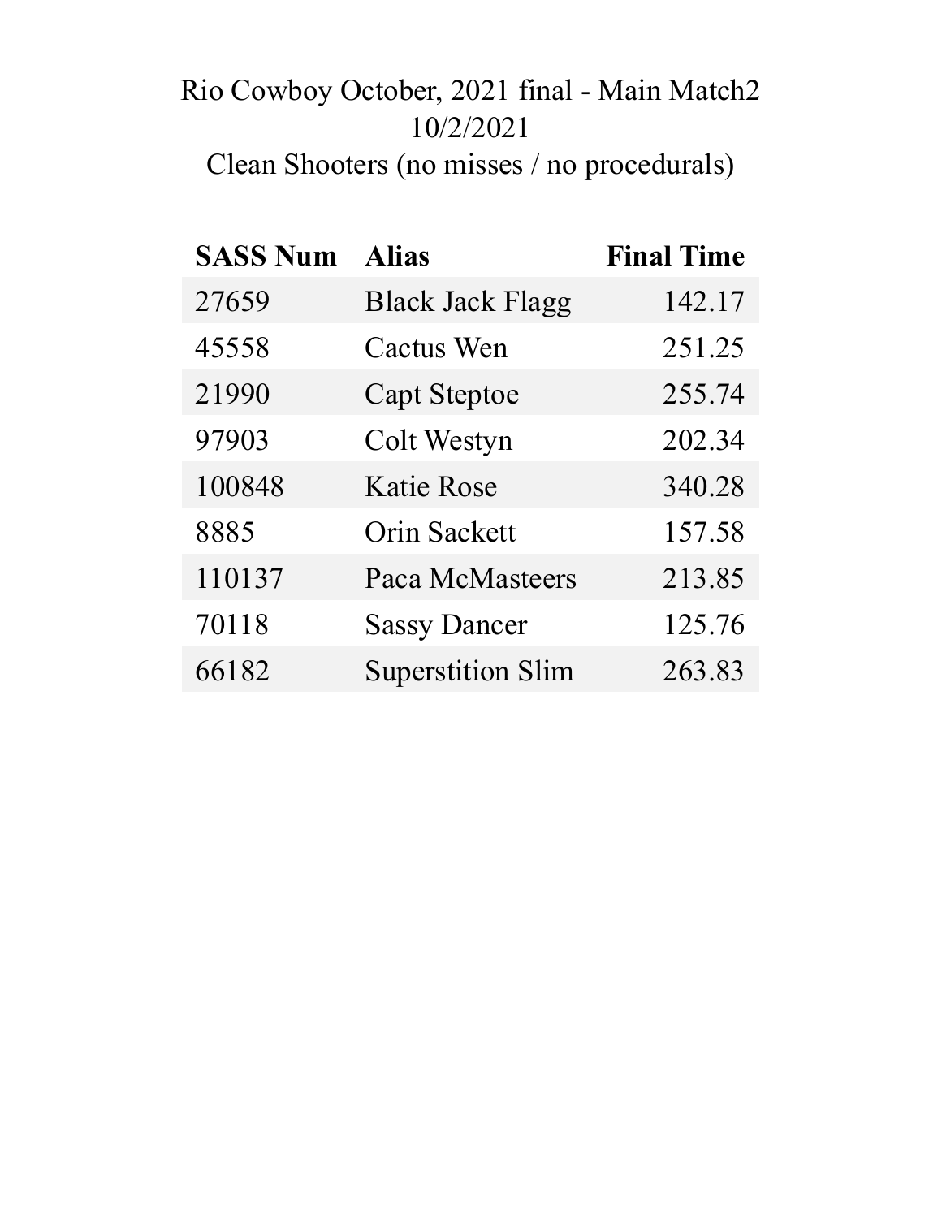# Rio Cowboy October, 2021 final - Main Match2

10/2/2021

Clean Shooters (no misses / no procedurals)

| SASS Num | Alias | Final Time |
|---|---|---:|
| 27659 | Black Jack Flagg | 142.17 |
| 45558 | Cactus Wen | 251.25 |
| 21990 | Capt Steptoe | 255.74 |
| 97903 | Colt Westyn | 202.34 |
| 100848 | Katie Rose | 340.28 |
| 8885 | Orin Sackett | 157.58 |
| 110137 | Paca McMasteers | 213.85 |
| 70118 | Sassy Dancer | 125.76 |
| 66182 | Superstition Slim | 263.83 |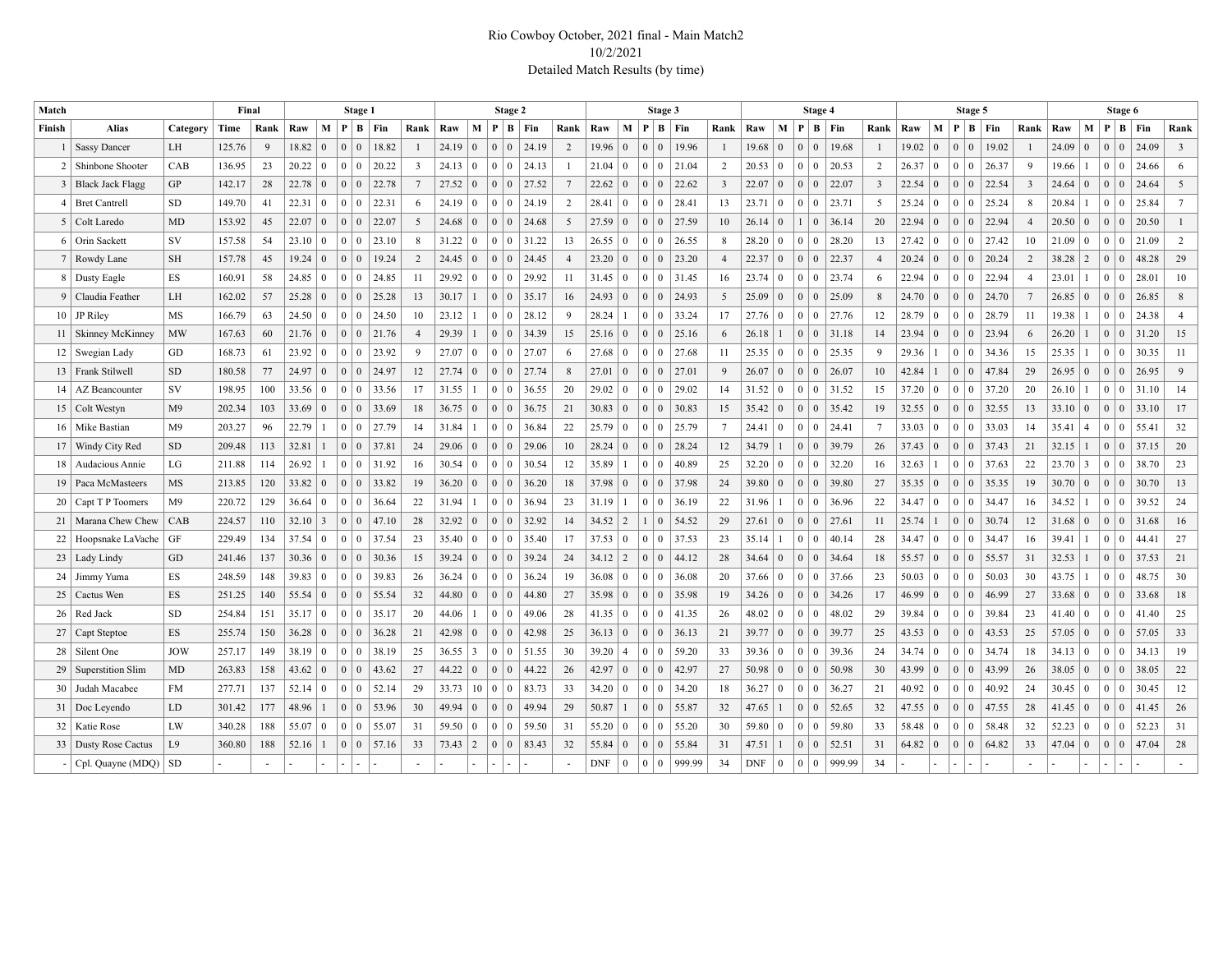# Rio Cowboy October, 2021 final - Main Match2

10/2/2021

Detailed Match Results (by time)

| Match | | | Final | | Stage 1 | | | | | | Stage 2 | | | | | | Stage 3 | | | | | | Stage 4 | | | | | | Stage 5 | | | | | | Stage 6 | | | | | |
|---|---|---|---|---|---|---|---|---|---|---|---|---|---|---|---|---|---|---|---|---|---|---|---|---|---|---|---|---|---|---|---|---|---|---|---|---|---|---|---|---|
| Finish | Alias | Category | Time | Rank | Raw | M | P | B | Fin | Rank | Raw | M | P | B | Fin | Rank | Raw | M | P | B | Fin | Rank | Raw | M | P | B | Fin | Rank | Raw | M | P | B | Fin | Rank | Raw | M | P | B | Fin | Rank |
| 1 | Sassy Dancer | LH | 125.76 | 9 | 18.82 | 0 | 0 | 0 | 18.82 | 1 | 24.19 | 0 | 0 | 0 | 24.19 | 2 | 19.96 | 0 | 0 | 0 | 19.96 | 1 | 19.68 | 0 | 0 | 0 | 19.68 | 1 | 19.02 | 0 | 0 | 0 | 19.02 | 1 | 24.09 | 0 | 0 | 0 | 24.09 | 3 |
| 2 | Shinbone Shooter | CAB | 136.95 | 23 | 20.22 | 0 | 0 | 0 | 20.22 | 3 | 24.13 | 0 | 0 | 0 | 24.13 | 1 | 21.04 | 0 | 0 | 0 | 21.04 | 2 | 20.53 | 0 | 0 | 0 | 20.53 | 2 | 26.37 | 0 | 0 | 0 | 26.37 | 9 | 19.66 | 1 | 0 | 0 | 24.66 | 6 |
| 3 | Black Jack Flagg | GP | 142.17 | 28 | 22.78 | 0 | 0 | 0 | 22.78 | 7 | 27.52 | 0 | 0 | 0 | 27.52 | 7 | 22.62 | 0 | 0 | 0 | 22.62 | 3 | 22.07 | 0 | 0 | 0 | 22.07 | 3 | 22.54 | 0 | 0 | 0 | 22.54 | 3 | 24.64 | 0 | 0 | 0 | 24.64 | 5 |
| 4 | Bret Cantrell | SD | 149.70 | 41 | 22.31 | 0 | 0 | 0 | 22.31 | 6 | 24.19 | 0 | 0 | 0 | 24.19 | 2 | 28.41 | 0 | 0 | 0 | 28.41 | 13 | 23.71 | 0 | 0 | 0 | 23.71 | 5 | 25.24 | 0 | 0 | 0 | 25.24 | 8 | 20.84 | 1 | 0 | 0 | 25.84 | 7 |
| 5 | Colt Laredo | MD | 153.92 | 45 | 22.07 | 0 | 0 | 0 | 22.07 | 5 | 24.68 | 0 | 0 | 0 | 24.68 | 5 | 27.59 | 0 | 0 | 0 | 27.59 | 10 | 26.14 | 0 | 1 | 0 | 36.14 | 20 | 22.94 | 0 | 0 | 0 | 22.94 | 4 | 20.50 | 0 | 0 | 0 | 20.50 | 1 |
| 6 | Orin Sackett | SV | 157.58 | 54 | 23.10 | 0 | 0 | 0 | 23.10 | 8 | 31.22 | 0 | 0 | 0 | 31.22 | 13 | 26.55 | 0 | 0 | 0 | 26.55 | 8 | 28.20 | 0 | 0 | 0 | 28.20 | 13 | 27.42 | 0 | 0 | 0 | 27.42 | 10 | 21.09 | 0 | 0 | 0 | 21.09 | 2 |
| 7 | Rowdy Lane | SH | 157.78 | 45 | 19.24 | 0 | 0 | 0 | 19.24 | 2 | 24.45 | 0 | 0 | 0 | 24.45 | 4 | 23.20 | 0 | 0 | 0 | 23.20 | 4 | 22.37 | 0 | 0 | 0 | 22.37 | 4 | 20.24 | 0 | 0 | 0 | 20.24 | 2 | 38.28 | 2 | 0 | 0 | 48.28 | 29 |
| 8 | Dusty Eagle | ES | 160.91 | 58 | 24.85 | 0 | 0 | 0 | 24.85 | 11 | 29.92 | 0 | 0 | 0 | 29.92 | 11 | 31.45 | 0 | 0 | 0 | 31.45 | 16 | 23.74 | 0 | 0 | 0 | 23.74 | 6 | 22.94 | 0 | 0 | 0 | 22.94 | 4 | 23.01 | 1 | 0 | 0 | 28.01 | 10 |
| 9 | Claudia Feather | LH | 162.02 | 57 | 25.28 | 0 | 0 | 0 | 25.28 | 13 | 30.17 | 1 | 0 | 0 | 35.17 | 16 | 24.93 | 0 | 0 | 0 | 24.93 | 5 | 25.09 | 0 | 0 | 0 | 25.09 | 8 | 24.70 | 0 | 0 | 0 | 24.70 | 7 | 26.85 | 0 | 0 | 0 | 26.85 | 8 |
| 10 | JP Riley | MS | 166.79 | 63 | 24.50 | 0 | 0 | 0 | 24.50 | 10 | 23.12 | 1 | 0 | 0 | 28.12 | 9 | 28.24 | 1 | 0 | 0 | 33.24 | 17 | 27.76 | 0 | 0 | 0 | 27.76 | 12 | 28.79 | 0 | 0 | 0 | 28.79 | 11 | 19.38 | 1 | 0 | 0 | 24.38 | 4 |
| 11 | Skinney McKinney | MW | 167.63 | 60 | 21.76 | 0 | 0 | 0 | 21.76 | 4 | 29.39 | 1 | 0 | 0 | 34.39 | 15 | 25.16 | 0 | 0 | 0 | 25.16 | 6 | 26.18 | 1 | 0 | 0 | 31.18 | 14 | 23.94 | 0 | 0 | 0 | 23.94 | 6 | 26.20 | 1 | 0 | 0 | 31.20 | 15 |
| 12 | Swegian Lady | GD | 168.73 | 61 | 23.92 | 0 | 0 | 0 | 23.92 | 9 | 27.07 | 0 | 0 | 0 | 27.07 | 6 | 27.68 | 0 | 0 | 0 | 27.68 | 11 | 25.35 | 0 | 0 | 0 | 25.35 | 9 | 29.36 | 1 | 0 | 0 | 34.36 | 15 | 25.35 | 1 | 0 | 0 | 30.35 | 11 |
| 13 | Frank Stilwell | SD | 180.58 | 77 | 24.97 | 0 | 0 | 0 | 24.97 | 12 | 27.74 | 0 | 0 | 0 | 27.74 | 8 | 27.01 | 0 | 0 | 0 | 27.01 | 9 | 26.07 | 0 | 0 | 0 | 26.07 | 10 | 42.84 | 1 | 0 | 0 | 47.84 | 29 | 26.95 | 0 | 0 | 0 | 26.95 | 9 |
| 14 | AZ Beancounter | SV | 198.95 | 100 | 33.56 | 0 | 0 | 0 | 33.56 | 17 | 31.55 | 1 | 0 | 0 | 36.55 | 20 | 29.02 | 0 | 0 | 0 | 29.02 | 14 | 31.52 | 0 | 0 | 0 | 31.52 | 15 | 37.20 | 0 | 0 | 0 | 37.20 | 20 | 26.10 | 1 | 0 | 0 | 31.10 | 14 |
| 15 | Colt Westyn | M9 | 202.34 | 103 | 33.69 | 0 | 0 | 0 | 33.69 | 18 | 36.75 | 0 | 0 | 0 | 36.75 | 21 | 30.83 | 0 | 0 | 0 | 30.83 | 15 | 35.42 | 0 | 0 | 0 | 35.42 | 19 | 32.55 | 0 | 0 | 0 | 32.55 | 13 | 33.10 | 0 | 0 | 0 | 33.10 | 17 |
| 16 | Mike Bastian | M9 | 203.27 | 96 | 22.79 | 1 | 0 | 0 | 27.79 | 14 | 31.84 | 1 | 0 | 0 | 36.84 | 22 | 25.79 | 0 | 0 | 0 | 25.79 | 7 | 24.41 | 0 | 0 | 0 | 24.41 | 7 | 33.03 | 0 | 0 | 0 | 33.03 | 14 | 35.41 | 4 | 0 | 0 | 55.41 | 32 |
| 17 | Windy City Red | SD | 209.48 | 113 | 32.81 | 1 | 0 | 0 | 37.81 | 24 | 29.06 | 0 | 0 | 0 | 29.06 | 10 | 28.24 | 0 | 0 | 0 | 28.24 | 12 | 34.79 | 1 | 0 | 0 | 39.79 | 26 | 37.43 | 0 | 0 | 0 | 37.43 | 21 | 32.15 | 1 | 0 | 0 | 37.15 | 20 |
| 18 | Audacious Annie | LG | 211.88 | 114 | 26.92 | 1 | 0 | 0 | 31.92 | 16 | 30.54 | 0 | 0 | 0 | 30.54 | 12 | 35.89 | 1 | 0 | 0 | 40.89 | 25 | 32.20 | 0 | 0 | 0 | 32.20 | 16 | 32.63 | 1 | 0 | 0 | 37.63 | 22 | 23.70 | 3 | 0 | 0 | 38.70 | 23 |
| 19 | Paca McMasteers | MS | 213.85 | 120 | 33.82 | 0 | 0 | 0 | 33.82 | 19 | 36.20 | 0 | 0 | 0 | 36.20 | 18 | 37.98 | 0 | 0 | 0 | 37.98 | 24 | 39.80 | 0 | 0 | 0 | 39.80 | 27 | 35.35 | 0 | 0 | 0 | 35.35 | 19 | 30.70 | 0 | 0 | 0 | 30.70 | 13 |
| 20 | Capt T P Toomers | M9 | 220.72 | 129 | 36.64 | 0 | 0 | 0 | 36.64 | 22 | 31.94 | 1 | 0 | 0 | 36.94 | 23 | 31.19 | 1 | 0 | 0 | 36.19 | 22 | 31.96 | 1 | 0 | 0 | 36.96 | 22 | 34.47 | 0 | 0 | 0 | 34.47 | 16 | 34.52 | 1 | 0 | 0 | 39.52 | 24 |
| 21 | Marana Chew Chew | CAB | 224.57 | 110 | 32.10 | 3 | 0 | 0 | 47.10 | 28 | 32.92 | 0 | 0 | 0 | 32.92 | 14 | 34.52 | 2 | 1 | 0 | 54.52 | 29 | 27.61 | 0 | 0 | 0 | 27.61 | 11 | 25.74 | 1 | 0 | 0 | 30.74 | 12 | 31.68 | 0 | 0 | 0 | 31.68 | 16 |
| 22 | Hoopsnake LaVache | GF | 229.49 | 134 | 37.54 | 0 | 0 | 0 | 37.54 | 23 | 35.40 | 0 | 0 | 0 | 35.40 | 17 | 37.53 | 0 | 0 | 0 | 37.53 | 23 | 35.14 | 1 | 0 | 0 | 40.14 | 28 | 34.47 | 0 | 0 | 0 | 34.47 | 16 | 39.41 | 1 | 0 | 0 | 44.41 | 27 |
| 23 | Lady Lindy | GD | 241.46 | 137 | 30.36 | 0 | 0 | 0 | 30.36 | 15 | 39.24 | 0 | 0 | 0 | 39.24 | 24 | 34.12 | 2 | 0 | 0 | 44.12 | 28 | 34.64 | 0 | 0 | 0 | 34.64 | 18 | 55.57 | 0 | 0 | 0 | 55.57 | 31 | 32.53 | 1 | 0 | 0 | 37.53 | 21 |
| 24 | Jimmy Yuma | ES | 248.59 | 148 | 39.83 | 0 | 0 | 0 | 39.83 | 26 | 36.24 | 0 | 0 | 0 | 36.24 | 19 | 36.08 | 0 | 0 | 0 | 36.08 | 20 | 37.66 | 0 | 0 | 0 | 37.66 | 23 | 50.03 | 0 | 0 | 0 | 50.03 | 30 | 43.75 | 1 | 0 | 0 | 48.75 | 30 |
| 25 | Cactus Wen | ES | 251.25 | 140 | 55.54 | 0 | 0 | 0 | 55.54 | 32 | 44.80 | 0 | 0 | 0 | 44.80 | 27 | 35.98 | 0 | 0 | 0 | 35.98 | 19 | 34.26 | 0 | 0 | 0 | 34.26 | 17 | 46.99 | 0 | 0 | 0 | 46.99 | 27 | 33.68 | 0 | 0 | 0 | 33.68 | 18 |
| 26 | Red Jack | SD | 254.84 | 151 | 35.17 | 0 | 0 | 0 | 35.17 | 20 | 44.06 | 1 | 0 | 0 | 49.06 | 28 | 41.35 | 0 | 0 | 0 | 41.35 | 26 | 48.02 | 0 | 0 | 0 | 48.02 | 29 | 39.84 | 0 | 0 | 0 | 39.84 | 23 | 41.40 | 0 | 0 | 0 | 41.40 | 25 |
| 27 | Capt Steptoe | ES | 255.74 | 150 | 36.28 | 0 | 0 | 0 | 36.28 | 21 | 42.98 | 0 | 0 | 0 | 42.98 | 25 | 36.13 | 0 | 0 | 0 | 36.13 | 21 | 39.77 | 0 | 0 | 0 | 39.77 | 25 | 43.53 | 0 | 0 | 0 | 43.53 | 25 | 57.05 | 0 | 0 | 0 | 57.05 | 33 |
| 28 | Silent One | JOW | 257.17 | 149 | 38.19 | 0 | 0 | 0 | 38.19 | 25 | 36.55 | 3 | 0 | 0 | 51.55 | 30 | 39.20 | 4 | 0 | 0 | 59.20 | 33 | 39.36 | 0 | 0 | 0 | 39.36 | 24 | 34.74 | 0 | 0 | 0 | 34.74 | 18 | 34.13 | 0 | 0 | 0 | 34.13 | 19 |
| 29 | Superstition Slim | MD | 263.83 | 158 | 43.62 | 0 | 0 | 0 | 43.62 | 27 | 44.22 | 0 | 0 | 0 | 44.22 | 26 | 42.97 | 0 | 0 | 0 | 42.97 | 27 | 50.98 | 0 | 0 | 0 | 50.98 | 30 | 43.99 | 0 | 0 | 0 | 43.99 | 26 | 38.05 | 0 | 0 | 0 | 38.05 | 22 |
| 30 | Judah Macabee | FM | 277.71 | 137 | 52.14 | 0 | 0 | 0 | 52.14 | 29 | 33.73 | 10 | 0 | 0 | 83.73 | 33 | 34.20 | 0 | 0 | 0 | 34.20 | 18 | 36.27 | 0 | 0 | 0 | 36.27 | 21 | 40.92 | 0 | 0 | 0 | 40.92 | 24 | 30.45 | 0 | 0 | 0 | 30.45 | 12 |
| 31 | Doc Leyendo | LD | 301.42 | 177 | 48.96 | 1 | 0 | 0 | 53.96 | 30 | 49.94 | 0 | 0 | 0 | 49.94 | 29 | 50.87 | 1 | 0 | 0 | 55.87 | 32 | 47.65 | 1 | 0 | 0 | 52.65 | 32 | 47.55 | 0 | 0 | 0 | 47.55 | 28 | 41.45 | 0 | 0 | 0 | 41.45 | 26 |
| 32 | Katie Rose | LW | 340.28 | 188 | 55.07 | 0 | 0 | 0 | 55.07 | 31 | 59.50 | 0 | 0 | 0 | 59.50 | 31 | 55.20 | 0 | 0 | 0 | 55.20 | 30 | 59.80 | 0 | 0 | 0 | 59.80 | 33 | 58.48 | 0 | 0 | 0 | 58.48 | 32 | 52.23 | 0 | 0 | 0 | 52.23 | 31 |
| 33 | Dusty Rose Cactus | L9 | 360.80 | 188 | 52.16 | 1 | 0 | 0 | 57.16 | 33 | 73.43 | 2 | 0 | 0 | 83.43 | 32 | 55.84 | 0 | 0 | 0 | 55.84 | 31 | 47.51 | 1 | 0 | 0 | 52.51 | 31 | 64.82 | 0 | 0 | 0 | 64.82 | 33 | 47.04 | 0 | 0 | 0 | 47.04 | 28 |
| - | Cpl. Quayne (MDQ) | SD | - | - | - | - | - | - | - | - | - | - | - | - | - | - | DNF | 0 | 0 | 0 | 999.99 | 34 | DNF | 0 | 0 | 0 | 999.99 | 34 | - | - | - | - | - | - | - | - | - | - | - | - |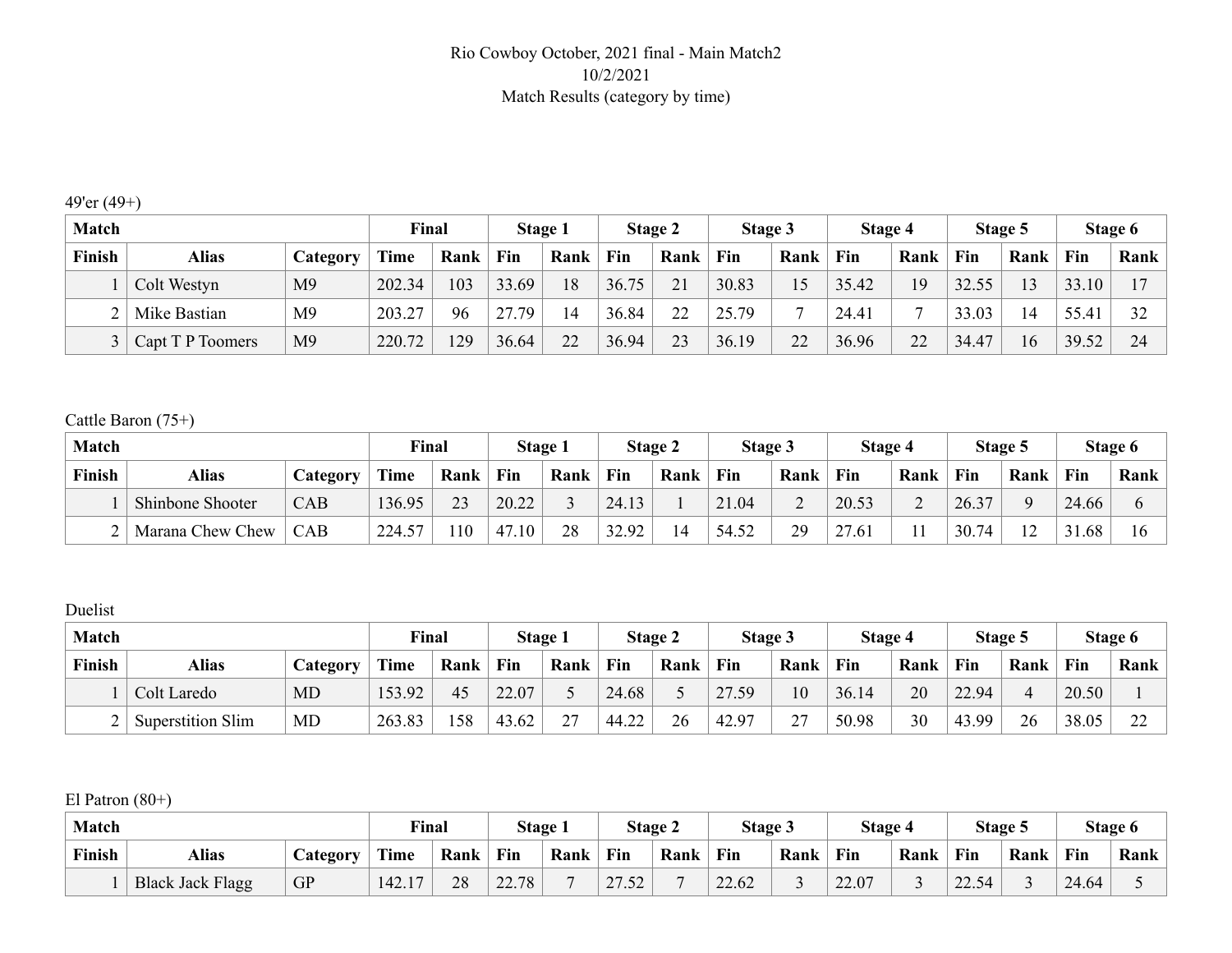Rio Cowboy October, 2021 final - Main Match2
10/2/2021
Match Results (category by time)

49'er (49+)

| Match | | | Final | | Stage 1 | | Stage 2 | | Stage 3 | | Stage 4 | | Stage 5 | | Stage 6 | |
|---|---|---|---|---|---|---|---|---|---|---|---|---|---|---|---|---|
| Finish | Alias | Category | Time | Rank | Fin | Rank | Fin | Rank | Fin | Rank | Fin | Rank | Fin | Rank | Fin | Rank |
| 1 | Colt Westyn | M9 | 202.34 | 103 | 33.69 | 18 | 36.75 | 21 | 30.83 | 15 | 35.42 | 19 | 32.55 | 13 | 33.10 | 17 |
| 2 | Mike Bastian | M9 | 203.27 | 96 | 27.79 | 14 | 36.84 | 22 | 25.79 | 7 | 24.41 | 7 | 33.03 | 14 | 55.41 | 32 |
| 3 | Capt T P Toomers | M9 | 220.72 | 129 | 36.64 | 22 | 36.94 | 23 | 36.19 | 22 | 36.96 | 22 | 34.47 | 16 | 39.52 | 24 |

Cattle Baron (75+)

| Match | | | Final | | Stage 1 | | Stage 2 | | Stage 3 | | Stage 4 | | Stage 5 | | Stage 6 | |
|---|---|---|---|---|---|---|---|---|---|---|---|---|---|---|---|---|
| Finish | Alias | Category | Time | Rank | Fin | Rank | Fin | Rank | Fin | Rank | Fin | Rank | Fin | Rank | Fin | Rank |
| 1 | Shinbone Shooter | CAB | 136.95 | 23 | 20.22 | 3 | 24.13 | 1 | 21.04 | 2 | 20.53 | 2 | 26.37 | 9 | 24.66 | 6 |
| 2 | Marana Chew Chew | CAB | 224.57 | 110 | 47.10 | 28 | 32.92 | 14 | 54.52 | 29 | 27.61 | 11 | 30.74 | 12 | 31.68 | 16 |

Duelist

| Match | | | Final | | Stage 1 | | Stage 2 | | Stage 3 | | Stage 4 | | Stage 5 | | Stage 6 | |
|---|---|---|---|---|---|---|---|---|---|---|---|---|---|---|---|---|
| Finish | Alias | Category | Time | Rank | Fin | Rank | Fin | Rank | Fin | Rank | Fin | Rank | Fin | Rank | Fin | Rank |
| 1 | Colt Laredo | MD | 153.92 | 45 | 22.07 | 5 | 24.68 | 5 | 27.59 | 10 | 36.14 | 20 | 22.94 | 4 | 20.50 | 1 |
| 2 | Superstition Slim | MD | 263.83 | 158 | 43.62 | 27 | 44.22 | 26 | 42.97 | 27 | 50.98 | 30 | 43.99 | 26 | 38.05 | 22 |

El Patron (80+)

| Match | | | Final | | Stage 1 | | Stage 2 | | Stage 3 | | Stage 4 | | Stage 5 | | Stage 6 | |
|---|---|---|---|---|---|---|---|---|---|---|---|---|---|---|---|---|
| Finish | Alias | Category | Time | Rank | Fin | Rank | Fin | Rank | Fin | Rank | Fin | Rank | Fin | Rank | Fin | Rank |
| 1 | Black Jack Flagg | GP | 142.17 | 28 | 22.78 | 7 | 27.52 | 7 | 22.62 | 3 | 22.07 | 3 | 22.54 | 3 | 24.64 | 5 |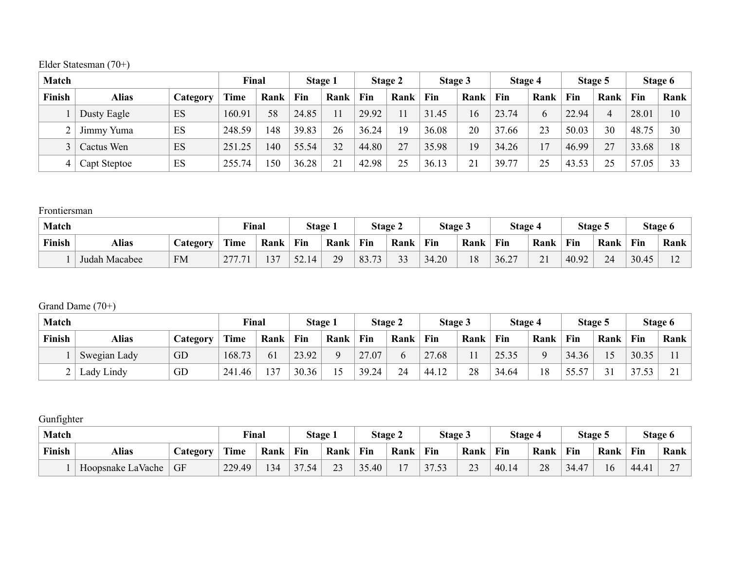Elder Statesman (70+)

| Match | | | Final | | Stage 1 | | Stage 2 | | Stage 3 | | Stage 4 | | Stage 5 | | Stage 6 | |
|---|---|---|---|---|---|---|---|---|---|---|---|---|---|---|---|---|
| **Finish** | **Alias** | **Category** | **Time** | **Rank** | **Fin** | **Rank** | **Fin** | **Rank** | **Fin** | **Rank** | **Fin** | **Rank** | **Fin** | **Rank** | **Fin** | **Rank** |
| 1 | Dusty Eagle | ES | 160.91 | 58 | 24.85 | 11 | 29.92 | 11 | 31.45 | 16 | 23.74 | 6 | 22.94 | 4 | 28.01 | 10 |
| 2 | Jimmy Yuma | ES | 248.59 | 148 | 39.83 | 26 | 36.24 | 19 | 36.08 | 20 | 37.66 | 23 | 50.03 | 30 | 48.75 | 30 |
| 3 | Cactus Wen | ES | 251.25 | 140 | 55.54 | 32 | 44.80 | 27 | 35.98 | 19 | 34.26 | 17 | 46.99 | 27 | 33.68 | 18 |
| 4 | Capt Steptoe | ES | 255.74 | 150 | 36.28 | 21 | 42.98 | 25 | 36.13 | 21 | 39.77 | 25 | 43.53 | 25 | 57.05 | 33 |

Frontiersman

| Match | | | Final | | Stage 1 | | Stage 2 | | Stage 3 | | Stage 4 | | Stage 5 | | Stage 6 | |
|---|---|---|---|---|---|---|---|---|---|---|---|---|---|---|---|---|
| **Finish** | **Alias** | **Category** | **Time** | **Rank** | **Fin** | **Rank** | **Fin** | **Rank** | **Fin** | **Rank** | **Fin** | **Rank** | **Fin** | **Rank** | **Fin** | **Rank** |
| 1 | Judah Macabee | FM | 277.71 | 137 | 52.14 | 29 | 83.73 | 33 | 34.20 | 18 | 36.27 | 21 | 40.92 | 24 | 30.45 | 12 |

Grand Dame (70+)

| Match | | | Final | | Stage 1 | | Stage 2 | | Stage 3 | | Stage 4 | | Stage 5 | | Stage 6 | |
|---|---|---|---|---|---|---|---|---|---|---|---|---|---|---|---|---|
| **Finish** | **Alias** | **Category** | **Time** | **Rank** | **Fin** | **Rank** | **Fin** | **Rank** | **Fin** | **Rank** | **Fin** | **Rank** | **Fin** | **Rank** | **Fin** | **Rank** |
| 1 | Swegian Lady | GD | 168.73 | 61 | 23.92 | 9 | 27.07 | 6 | 27.68 | 11 | 25.35 | 9 | 34.36 | 15 | 30.35 | 11 |
| 2 | Lady Lindy | GD | 241.46 | 137 | 30.36 | 15 | 39.24 | 24 | 44.12 | 28 | 34.64 | 18 | 55.57 | 31 | 37.53 | 21 |

Gunfighter

| Match | | | Final | | Stage 1 | | Stage 2 | | Stage 3 | | Stage 4 | | Stage 5 | | Stage 6 | |
|---|---|---|---|---|---|---|---|---|---|---|---|---|---|---|---|---|
| **Finish** | **Alias** | **Category** | **Time** | **Rank** | **Fin** | **Rank** | **Fin** | **Rank** | **Fin** | **Rank** | **Fin** | **Rank** | **Fin** | **Rank** | **Fin** | **Rank** |
| 1 | Hoopsnake LaVache | GF | 229.49 | 134 | 37.54 | 23 | 35.40 | 17 | 37.53 | 23 | 40.14 | 28 | 34.47 | 16 | 44.41 | 27 |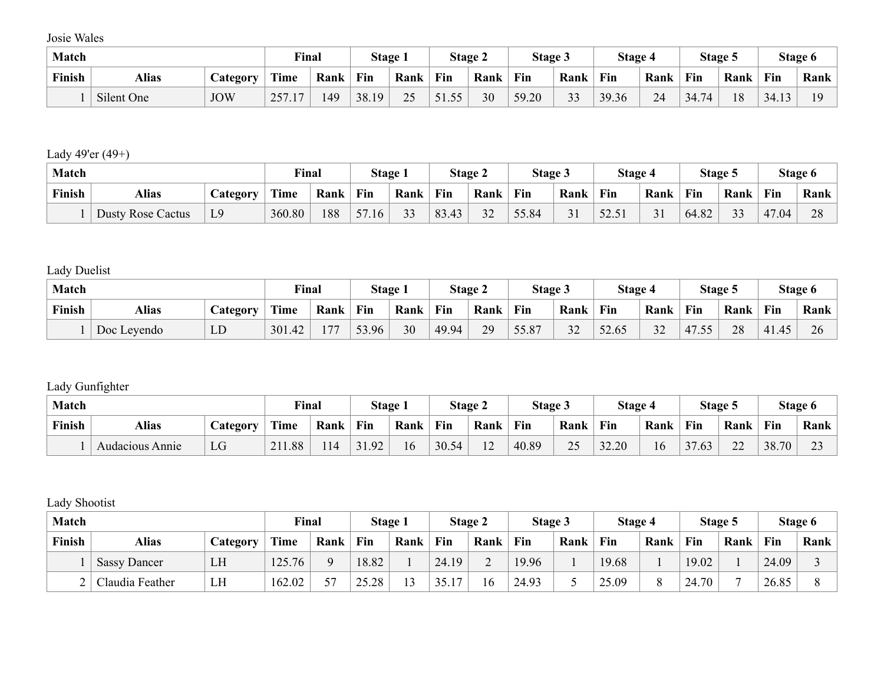Josie Wales

| Match | | | Final | | Stage 1 | | Stage 2 | | Stage 3 | | Stage 4 | | Stage 5 | | Stage 6 | |
|---|---|---|---|---|---|---|---|---|---|---|---|---|---|---|---|---|
| Finish | Alias | Category | Time | Rank | Fin | Rank | Fin | Rank | Fin | Rank | Fin | Rank | Fin | Rank | Fin | Rank |
| 1 | Silent One | JOW | 257.17 | 149 | 38.19 | 25 | 51.55 | 30 | 59.20 | 33 | 39.36 | 24 | 34.74 | 18 | 34.13 | 19 |

Lady 49'er (49+)

| Match | | | Final | | Stage 1 | | Stage 2 | | Stage 3 | | Stage 4 | | Stage 5 | | Stage 6 | |
|---|---|---|---|---|---|---|---|---|---|---|---|---|---|---|---|---|
| Finish | Alias | Category | Time | Rank | Fin | Rank | Fin | Rank | Fin | Rank | Fin | Rank | Fin | Rank | Fin | Rank |
| 1 | Dusty Rose Cactus | L9 | 360.80 | 188 | 57.16 | 33 | 83.43 | 32 | 55.84 | 31 | 52.51 | 31 | 64.82 | 33 | 47.04 | 28 |

Lady Duelist

| Match | | | Final | | Stage 1 | | Stage 2 | | Stage 3 | | Stage 4 | | Stage 5 | | Stage 6 | |
|---|---|---|---|---|---|---|---|---|---|---|---|---|---|---|---|---|
| Finish | Alias | Category | Time | Rank | Fin | Rank | Fin | Rank | Fin | Rank | Fin | Rank | Fin | Rank | Fin | Rank |
| 1 | Doc Leyendo | LD | 301.42 | 177 | 53.96 | 30 | 49.94 | 29 | 55.87 | 32 | 52.65 | 32 | 47.55 | 28 | 41.45 | 26 |

Lady Gunfighter

| Match | | | Final | | Stage 1 | | Stage 2 | | Stage 3 | | Stage 4 | | Stage 5 | | Stage 6 | |
|---|---|---|---|---|---|---|---|---|---|---|---|---|---|---|---|---|
| Finish | Alias | Category | Time | Rank | Fin | Rank | Fin | Rank | Fin | Rank | Fin | Rank | Fin | Rank | Fin | Rank |
| 1 | Audacious Annie | LG | 211.88 | 114 | 31.92 | 16 | 30.54 | 12 | 40.89 | 25 | 32.20 | 16 | 37.63 | 22 | 38.70 | 23 |

Lady Shootist

| Match | | | Final | | Stage 1 | | Stage 2 | | Stage 3 | | Stage 4 | | Stage 5 | | Stage 6 | |
|---|---|---|---|---|---|---|---|---|---|---|---|---|---|---|---|---|
| Finish | Alias | Category | Time | Rank | Fin | Rank | Fin | Rank | Fin | Rank | Fin | Rank | Fin | Rank | Fin | Rank |
| 1 | Sassy Dancer | LH | 125.76 | 9 | 18.82 | 1 | 24.19 | 2 | 19.96 | 1 | 19.68 | 1 | 19.02 | 1 | 24.09 | 3 |
| 2 | Claudia Feather | LH | 162.02 | 57 | 25.28 | 13 | 35.17 | 16 | 24.93 | 5 | 25.09 | 8 | 24.70 | 7 | 26.85 | 8 |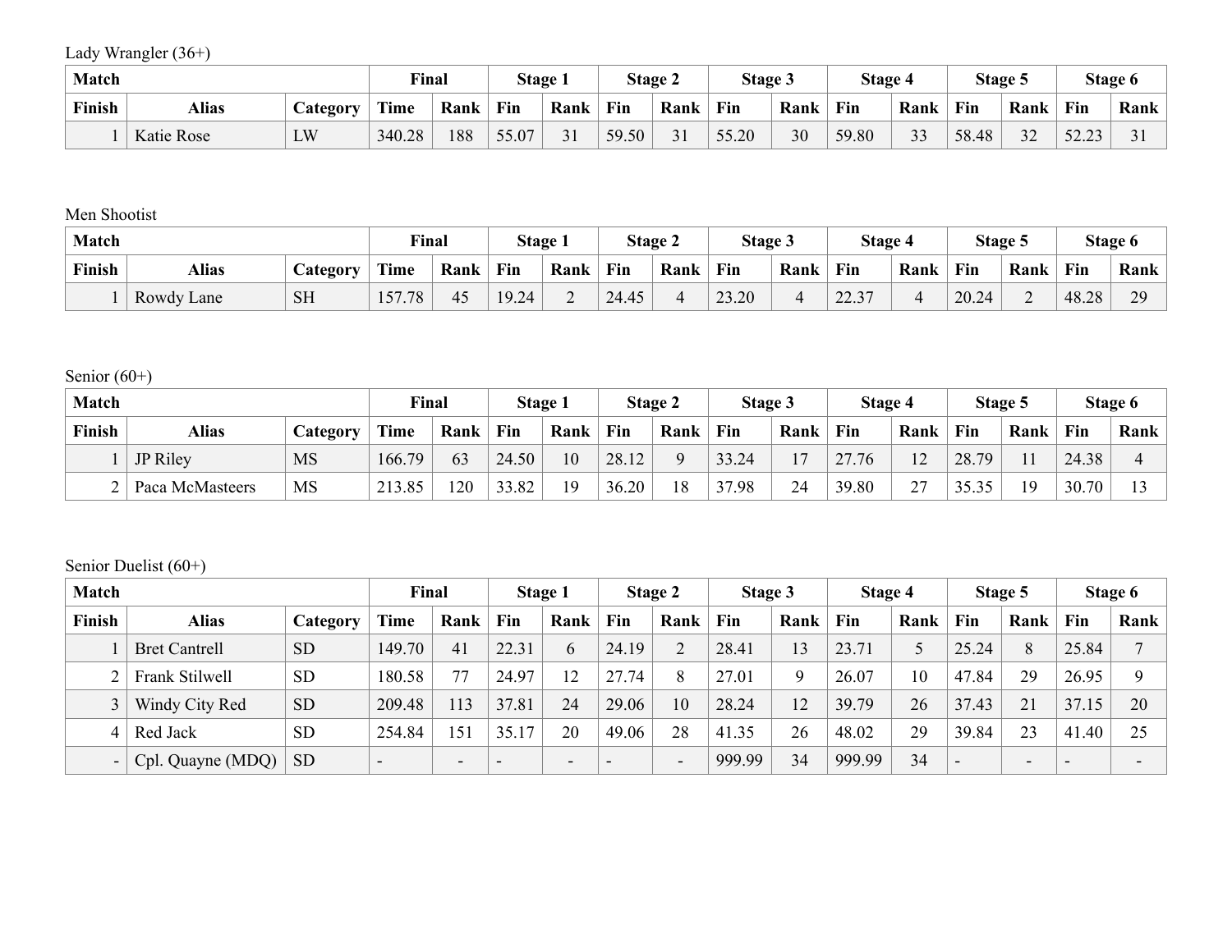Lady Wrangler (36+)

| Match | | | Final | | Stage 1 | | Stage 2 | | Stage 3 | | Stage 4 | | Stage 5 | | Stage 6 | |
|---|---|---|---|---|---|---|---|---|---|---|---|---|---|---|---|---|
| Finish | Alias | Category | Time | Rank | Fin | Rank | Fin | Rank | Fin | Rank | Fin | Rank | Fin | Rank | Fin | Rank |
| 1 | Katie Rose | LW | 340.28 | 188 | 55.07 | 31 | 59.50 | 31 | 55.20 | 30 | 59.80 | 33 | 58.48 | 32 | 52.23 | 31 |

Men Shootist

| Match | | | Final | | Stage 1 | | Stage 2 | | Stage 3 | | Stage 4 | | Stage 5 | | Stage 6 | |
|---|---|---|---|---|---|---|---|---|---|---|---|---|---|---|---|---|
| Finish | Alias | Category | Time | Rank | Fin | Rank | Fin | Rank | Fin | Rank | Fin | Rank | Fin | Rank | Fin | Rank |
| 1 | Rowdy Lane | SH | 157.78 | 45 | 19.24 | 2 | 24.45 | 4 | 23.20 | 4 | 22.37 | 4 | 20.24 | 2 | 48.28 | 29 |

Senior (60+)

| Match | | | Final | | Stage 1 | | Stage 2 | | Stage 3 | | Stage 4 | | Stage 5 | | Stage 6 | |
|---|---|---|---|---|---|---|---|---|---|---|---|---|---|---|---|---|
| Finish | Alias | Category | Time | Rank | Fin | Rank | Fin | Rank | Fin | Rank | Fin | Rank | Fin | Rank | Fin | Rank |
| 1 | JP Riley | MS | 166.79 | 63 | 24.50 | 10 | 28.12 | 9 | 33.24 | 17 | 27.76 | 12 | 28.79 | 11 | 24.38 | 4 |
| 2 | Paca McMasteers | MS | 213.85 | 120 | 33.82 | 19 | 36.20 | 18 | 37.98 | 24 | 39.80 | 27 | 35.35 | 19 | 30.70 | 13 |

Senior Duelist (60+)

| Match | | | Final | | Stage 1 | | Stage 2 | | Stage 3 | | Stage 4 | | Stage 5 | | Stage 6 | |
|---|---|---|---|---|---|---|---|---|---|---|---|---|---|---|---|---|
| Finish | Alias | Category | Time | Rank | Fin | Rank | Fin | Rank | Fin | Rank | Fin | Rank | Fin | Rank | Fin | Rank |
| 1 | Bret Cantrell | SD | 149.70 | 41 | 22.31 | 6 | 24.19 | 2 | 28.41 | 13 | 23.71 | 5 | 25.24 | 8 | 25.84 | 7 |
| 2 | Frank Stilwell | SD | 180.58 | 77 | 24.97 | 12 | 27.74 | 8 | 27.01 | 9 | 26.07 | 10 | 47.84 | 29 | 26.95 | 9 |
| 3 | Windy City Red | SD | 209.48 | 113 | 37.81 | 24 | 29.06 | 10 | 28.24 | 12 | 39.79 | 26 | 37.43 | 21 | 37.15 | 20 |
| 4 | Red Jack | SD | 254.84 | 151 | 35.17 | 20 | 49.06 | 28 | 41.35 | 26 | 48.02 | 29 | 39.84 | 23 | 41.40 | 25 |
| - | Cpl. Quayne (MDQ) | SD | - | - | - | - | - | - | 999.99 | 34 | 999.99 | 34 | - | - | - | - |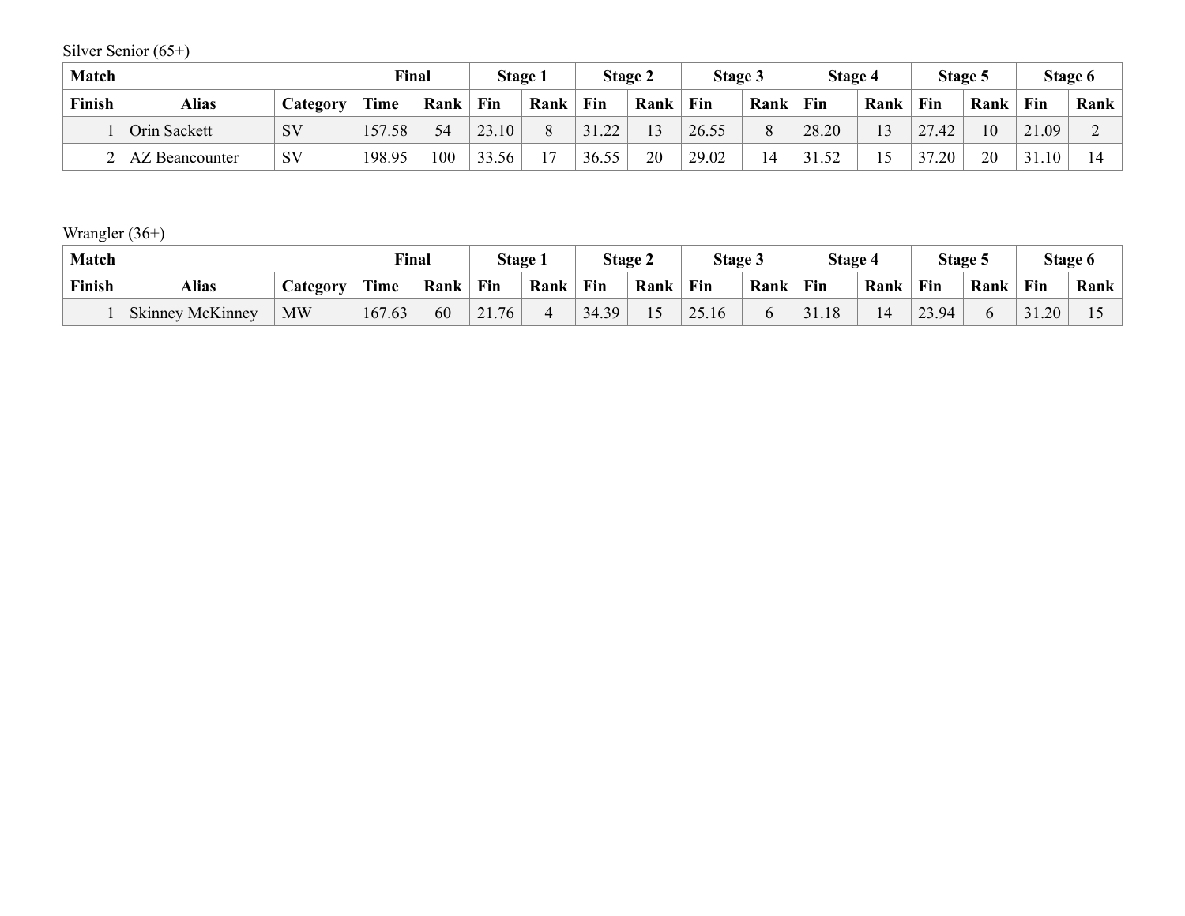Silver Senior (65+)

| Match | | | Final | | Stage 1 | | Stage 2 | | Stage 3 | | Stage 4 | | Stage 5 | | Stage 6 | |
|---|---|---|---|---|---|---|---|---|---|---|---|---|---|---|---|---|
| Finish | Alias | Category | Time | Rank | Fin | Rank | Fin | Rank | Fin | Rank | Fin | Rank | Fin | Rank | Fin | Rank |
| 1 | Orin Sackett | SV | 157.58 | 54 | 23.10 | 8 | 31.22 | 13 | 26.55 | 8 | 28.20 | 13 | 27.42 | 10 | 21.09 | 2 |
| 2 | AZ Beancounter | SV | 198.95 | 100 | 33.56 | 17 | 36.55 | 20 | 29.02 | 14 | 31.52 | 15 | 37.20 | 20 | 31.10 | 14 |

Wrangler (36+)

| Match | | | Final | | Stage 1 | | Stage 2 | | Stage 3 | | Stage 4 | | Stage 5 | | Stage 6 | |
|---|---|---|---|---|---|---|---|---|---|---|---|---|---|---|---|---|
| Finish | Alias | Category | Time | Rank | Fin | Rank | Fin | Rank | Fin | Rank | Fin | Rank | Fin | Rank | Fin | Rank |
| 1 | Skinney McKinney | MW | 167.63 | 60 | 21.76 | 4 | 34.39 | 15 | 25.16 | 6 | 31.18 | 14 | 23.94 | 6 | 31.20 | 15 |